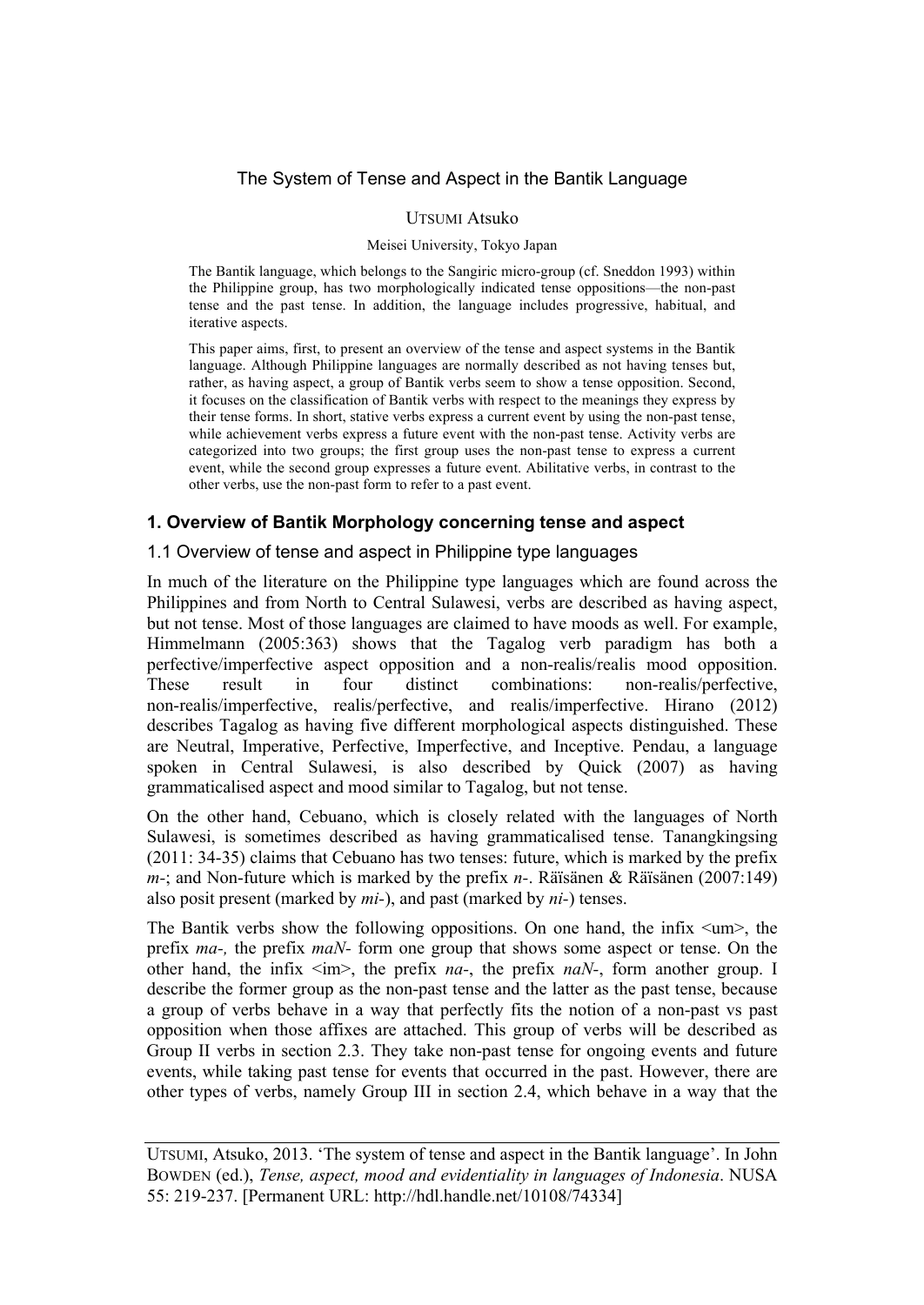# The System of Tense and Aspect in the Bantik Language

UTSUMI Atsuko

Meisei University, Tokyo Japan

The Bantik language, which belongs to the Sangiric micro-group (cf. Sneddon 1993) within the Philippine group, has two morphologically indicated tense oppositions—the non-past tense and the past tense. In addition, the language includes progressive, habitual, and iterative aspects.

This paper aims, first, to present an overview of the tense and aspect systems in the Bantik language. Although Philippine languages are normally described as not having tenses but, rather, as having aspect, a group of Bantik verbs seem to show a tense opposition. Second, it focuses on the classification of Bantik verbs with respect to the meanings they express by their tense forms. In short, stative verbs express a current event by using the non-past tense, while achievement verbs express a future event with the non-past tense. Activity verbs are categorized into two groups; the first group uses the non-past tense to express a current event, while the second group expresses a future event. Abilitative verbs, in contrast to the other verbs, use the non-past form to refer to a past event.

## 1. Overview of Bantik Morphology concerning tense and aspect

### 1.1 Overview of tense and aspect in Philippine type languages

In much of the literature on the Philippine type languages which are found across the Philippines and from North to Central Sulawesi, verbs are described as having aspect, but not tense. Most of those languages are claimed to have moods as well. For example, Himmelmann (2005:363) shows that the Tagalog verb paradigm has both a perfective/imperfective aspect opposition and a non-realis/realis mood opposition. These result in four distinct combinations: non-realis/perfective, non-realis/imperfective, realis/perfective, and realis/imperfective. Hirano (2012) describes Tagalog as having five different morphological aspects distinguished. These are Neutral, Imperative, Perfective, Imperfective, and Inceptive. Pendau, a language spoken in Central Sulawesi, is also described by Quick (2007) as having grammaticalised aspect and mood similar to Tagalog, but not tense.

On the other hand, Cebuano, which is closely related with the languages of North Sulawesi, is sometimes described as having grammaticalised tense. Tanangkingsing (2011: 34-35) claims that Cebuano has two tenses: future, which is marked by the prefix *m-*; and Non-future which is marked by the prefix *n-*. Räïsänen & Räïsänen (2007:149) also posit present (marked by *mi-*), and past (marked by *ni-*) tenses.

The Bantik verbs show the following oppositions. On one hand, the infix <um>, the prefix *ma-,* the prefix *maN-* form one group that shows some aspect or tense. On the other hand, the infix <im>, the prefix *na-*, the prefix *naN-*, form another group. I describe the former group as the non-past tense and the latter as the past tense, because a group of verbs behave in a way that perfectly fits the notion of a non-past vs past opposition when those affixes are attached. This group of verbs will be described as Group II verbs in section 2.3. They take non-past tense for ongoing events and future events, while taking past tense for events that occurred in the past. However, there are other types of verbs, namely Group III in section 2.4, which behave in a way that the

---

UTSUMI, Atsuko, 2013. 'The system of tense and aspect in the Bantik language'. In John BOWDEN (ed.), *Tense, aspect, mood and evidentiality in languages of Indonesia*. NUSA 55: 219-237. [Permanent URL: http://hdl.handle.net/10108/74334]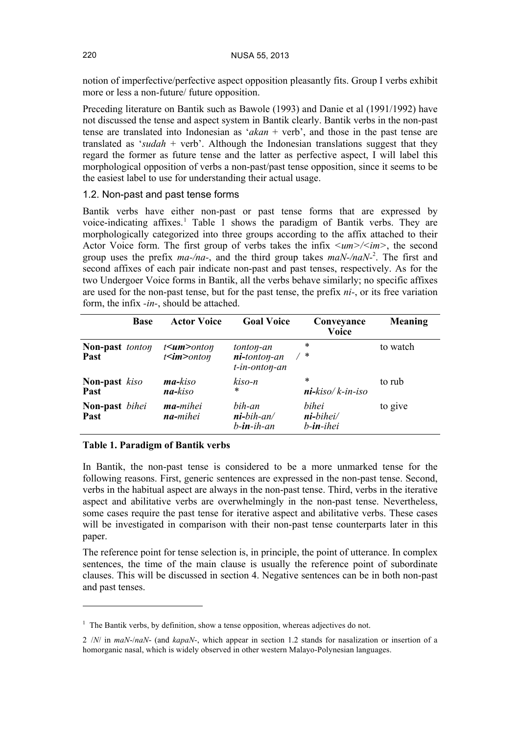notion of imperfective/perfective aspect opposition pleasantly fits. Group I verbs exhibit more or less a non-future/ future opposition.

Preceding literature on Bantik such as Bawole (1993) and Danie et al (1991/1992) have not discussed the tense and aspect system in Bantik clearly. Bantik verbs in the non-past tense are translated into Indonesian as '*akan* + verb', and those in the past tense are translated as '*sudah* + verb'. Although the Indonesian translations suggest that they regard the former as future tense and the latter as perfective aspect, I will label this morphological opposition of verbs a non-past/past tense opposition, since it seems to be the easiest label to use for understanding their actual usage.

### 1.2. Non-past and past tense forms

Bantik verbs have either non-past or past tense forms that are expressed by voice-indicating affixes.[1] Table 1 shows the paradigm of Bantik verbs. They are morphologically categorized into three groups according to the affix attached to their Actor Voice form. The first group of verbs takes the infix *<um>/<im>*, the second group uses the prefix *ma-/na-*, and the third group takes *maN-/naN-*[2]. The first and second affixes of each pair indicate non-past and past tenses, respectively. As for the two Undergoer Voice forms in Bantik, all the verbs behave similarly; no specific affixes are used for the non-past tense, but for the past tense, the prefix *ni-*, or its free variation form, the infix *-in-*, should be attached.

| | Base | Actor Voice | Goal Voice | Conveyance Voice | Meaning |
|---|---|---|---|---|---|
| **Non-past**<br>**Past** | *tontoŋ* | *t**<um>**ontoŋ*<br>*t**<im>**ontoŋ* | *tontoŋ-an*<br>***ni**-tontoŋ-an* / *t-in-ontoŋ-an* | \*<br>\* | to watch |
| **Non-past**<br>**Past** | *kiso* | ***ma**-kiso*<br>***na**-kiso* | *kiso-n*<br>\* | \*<br>***ni**-kiso/ k-in-iso* | to rub |
| **Non-past**<br>**Past** | *bihei* | ***ma**-mihei*<br>***na**-mihei* | *bih-an*<br>***ni**-bih-an/ b-**in**-ih-an* | *bihei*<br>***ni**-bihei/ b-**in**-ihei* | to give |

**Table 1. Paradigm of Bantik verbs**

In Bantik, the non-past tense is considered to be a more unmarked tense for the following reasons. First, generic sentences are expressed in the non-past tense. Second, verbs in the habitual aspect are always in the non-past tense. Third, verbs in the iterative aspect and abilitative verbs are overwhelmingly in the non-past tense. Nevertheless, some cases require the past tense for iterative aspect and abilitative verbs. These cases will be investigated in comparison with their non-past tense counterparts later in this paper.

The reference point for tense selection is, in principle, the point of utterance. In complex sentences, the time of the main clause is usually the reference point of subordinate clauses. This will be discussed in section 4. Negative sentences can be in both non-past and past tenses.

---

[1] The Bantik verbs, by definition, show a tense opposition, whereas adjectives do not.

[2] /N/ in *maN-*/*naN-* (and *kapaN-*, which appear in section 1.2 stands for nasalization or insertion of a homorganic nasal, which is widely observed in other western Malayo-Polynesian languages.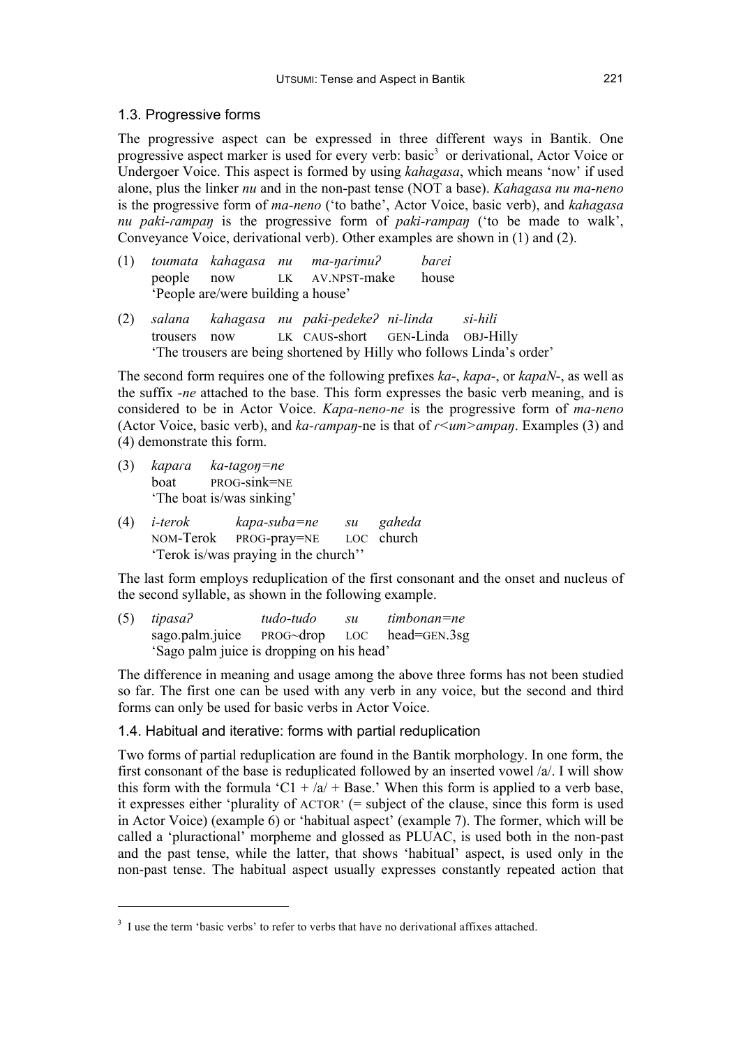## 1.3. Progressive forms

The progressive aspect can be expressed in three different ways in Bantik. One progressive aspect marker is used for every verb: basic[3] or derivational, Actor Voice or Undergoer Voice. This aspect is formed by using *kahagasa*, which means 'now' if used alone, plus the linker *nu* and in the non-past tense (NOT a base). *Kahagasa nu ma-neno* is the progressive form of *ma-neno* ('to bathe', Actor Voice, basic verb), and *kahagasa nu paki-ɾampaŋ* is the progressive form of *paki-rampaŋ* ('to be made to walk', Conveyance Voice, derivational verb). Other examples are shown in (1) and (2).

(1) *toumata kahagasa nu ma-ŋaɾimuʔ baɾei*
people now LK AV.NPST-make house
'People are/were building a house'

(2) *salana kahagasa nu paki-pedekeʔ ni-linda si-hili*
trousers now LK CAUS-short GEN-Linda OBJ-Hilly
'The trousers are being shortened by Hilly who follows Linda's order'

The second form requires one of the following prefixes *ka-*, *kapa-*, or *kapaN-*, as well as the suffix *-ne* attached to the base. This form expresses the basic verb meaning, and is considered to be in Actor Voice. *Kapa-neno-ne* is the progressive form of *ma-neno* (Actor Voice, basic verb), and *ka-ɾampaŋ*-ne is that of *ɾ<um>ampaŋ*. Examples (3) and (4) demonstrate this form.

(3) *kapaɾa ka-tagoŋ=ne*
boat PROG-sink=NE
'The boat is/was sinking'

(4) *i-terok kapa-suba=ne su gaheda*
NOM-Terok PROG-pray=NE LOC church
'Terok is/was praying in the church''

The last form employs reduplication of the first consonant and the onset and nucleus of the second syllable, as shown in the following example.

(5) *tipasaʔ tudo-tudo su timbonan=ne*
sago.palm.juice PROG~drop LOC head=GEN.3sg
'Sago palm juice is dropping on his head'

The difference in meaning and usage among the above three forms has not been studied so far. The first one can be used with any verb in any voice, but the second and third forms can only be used for basic verbs in Actor Voice.

## 1.4. Habitual and iterative: forms with partial reduplication

Two forms of partial reduplication are found in the Bantik morphology. In one form, the first consonant of the base is reduplicated followed by an inserted vowel /a/. I will show this form with the formula 'C1 + /a/ + Base.' When this form is applied to a verb base, it expresses either 'plurality of ACTOR' (= subject of the clause, since this form is used in Actor Voice) (example 6) or 'habitual aspect' (example 7). The former, which will be called a 'pluractional' morpheme and glossed as PLUAC, is used both in the non-past and the past tense, while the latter, that shows 'habitual' aspect, is used only in the non-past tense. The habitual aspect usually expresses constantly repeated action that

[3] I use the term 'basic verbs' to refer to verbs that have no derivational affixes attached.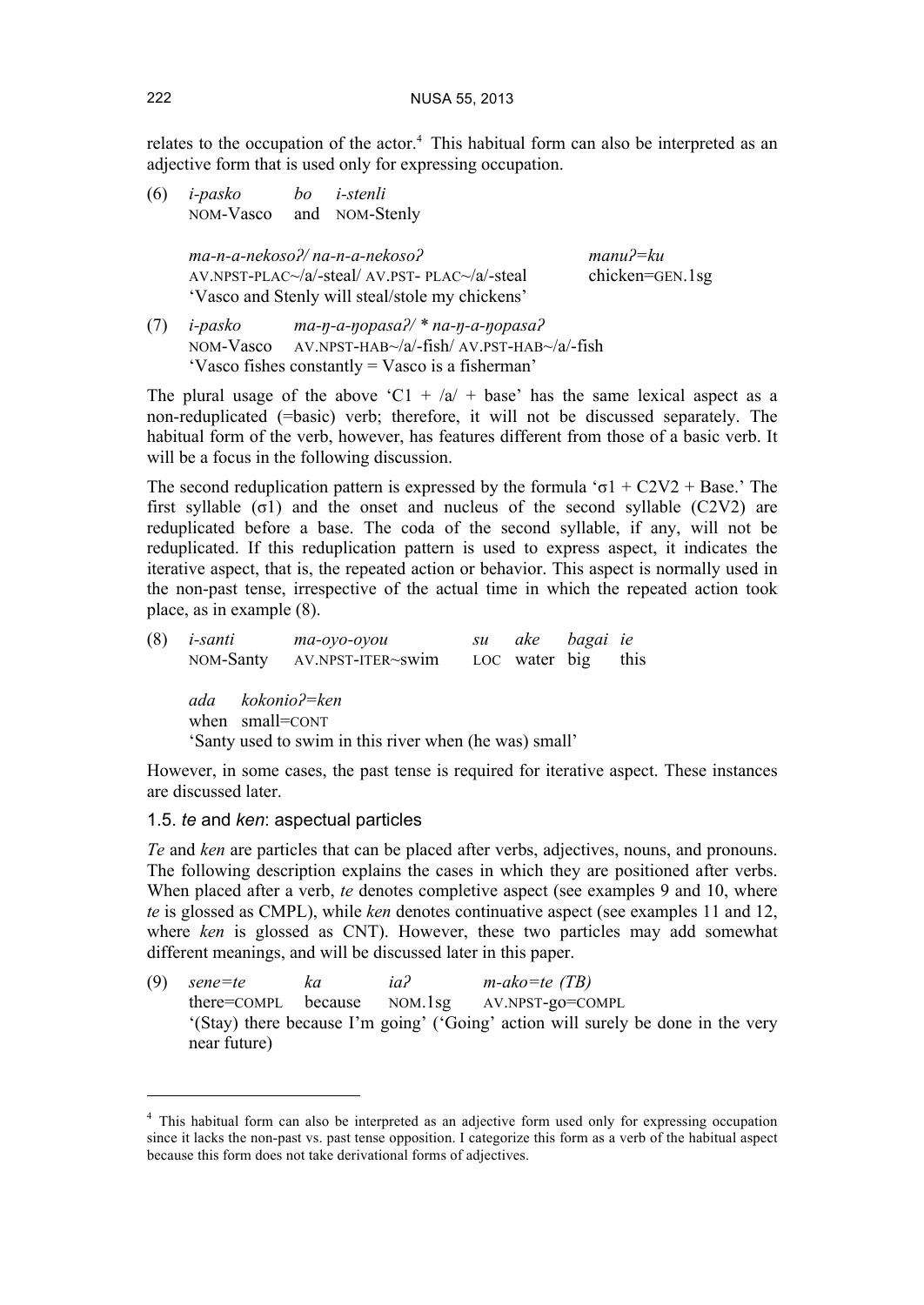relates to the occupation of the actor.[4] This habitual form can also be interpreted as an adjective form that is used only for expressing occupation.

(6) *i-pasko* *bo* *i-stenli*
NOM-Vasco and NOM-Stenly

*ma-n-a-nekosoʔ/ na-n-a-nekosoʔ* *manuʔ=ku*
AV.NPST-PLAC~/a/-steal/ AV.PST- PLAC~/a/-steal chicken=GEN.1sg
'Vasco and Stenly will steal/stole my chickens'

(7) *i-pasko* *ma-ŋ-a-ŋopasaʔ/ * na-ŋ-a-ŋopasaʔ*
NOM-Vasco AV.NPST-HAB~/a/-fish/ AV.PST-HAB~/a/-fish
'Vasco fishes constantly = Vasco is a fisherman'

The plural usage of the above 'C1 + /a/ + base' has the same lexical aspect as a non-reduplicated (=basic) verb; therefore, it will not be discussed separately. The habitual form of the verb, however, has features different from those of a basic verb. It will be a focus in the following discussion.

The second reduplication pattern is expressed by the formula 'σ1 + C2V2 + Base.' The first syllable (σ1) and the onset and nucleus of the second syllable (C2V2) are reduplicated before a base. The coda of the second syllable, if any, will not be reduplicated. If this reduplication pattern is used to express aspect, it indicates the iterative aspect, that is, the repeated action or behavior. This aspect is normally used in the non-past tense, irrespective of the actual time in which the repeated action took place, as in example (8).

(8) *i-santi* *ma-oyo-oyou* *su* *ake* *bagai* *ie*
NOM-Santy AV.NPST-ITER~swim LOC water big this

*ada* *kokonioʔ=ken*
when small=CONT
'Santy used to swim in this river when (he was) small'

However, in some cases, the past tense is required for iterative aspect. These instances are discussed later.

### 1.5. *te* and *ken*: aspectual particles

*Te* and *ken* are particles that can be placed after verbs, adjectives, nouns, and pronouns. The following description explains the cases in which they are positioned after verbs. When placed after a verb, *te* denotes completive aspect (see examples 9 and 10, where *te* is glossed as CMPL), while *ken* denotes continuative aspect (see examples 11 and 12, where *ken* is glossed as CNT). However, these two particles may add somewhat different meanings, and will be discussed later in this paper.

(9) *sene=te* *ka* *iaʔ* *m-ako=te (TB)*
there=COMPL because NOM.1sg AV.NPST-go=COMPL
'(Stay) there because I'm going' ('Going' action will surely be done in the very near future)

[4] This habitual form can also be interpreted as an adjective form used only for expressing occupation since it lacks the non-past vs. past tense opposition. I categorize this form as a verb of the habitual aspect because this form does not take derivational forms of adjectives.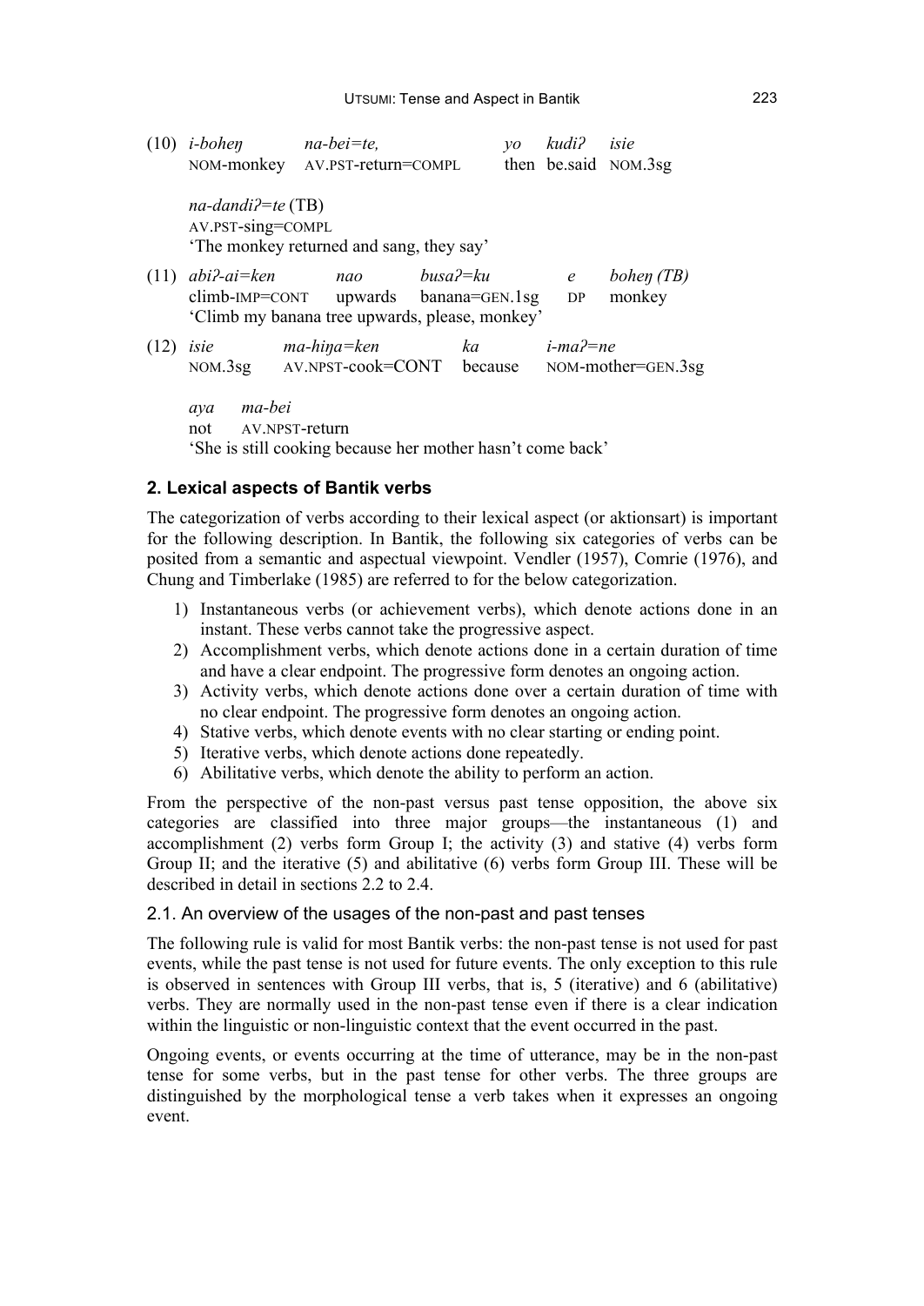(10) *i-boheŋ na-bei=te, yo kudiʔ isie*
NOM-monkey AV.PST-return=COMPL then be.said NOM.3sg

*na-dandiʔ=te* (TB)
AV.PST-sing=COMPL
'The monkey returned and sang, they say'

(11) *abiʔ-ai=ken nao busaʔ=ku e boheŋ (TB)*
climb-IMP=CONT upwards banana=GEN.1sg DP monkey
'Climb my banana tree upwards, please, monkey'

(12) *isie ma-hiŋa=ken ka i-maʔ=ne*
NOM.3sg AV.NPST-cook=CONT because NOM-mother=GEN.3sg

*aya ma-bei*
not AV.NPST-return
'She is still cooking because her mother hasn't come back'

## 2. Lexical aspects of Bantik verbs

The categorization of verbs according to their lexical aspect (or aktionsart) is important for the following description. In Bantik, the following six categories of verbs can be posited from a semantic and aspectual viewpoint. Vendler (1957), Comrie (1976), and Chung and Timberlake (1985) are referred to for the below categorization.

1) Instantaneous verbs (or achievement verbs), which denote actions done in an instant. These verbs cannot take the progressive aspect.
2) Accomplishment verbs, which denote actions done in a certain duration of time and have a clear endpoint. The progressive form denotes an ongoing action.
3) Activity verbs, which denote actions done over a certain duration of time with no clear endpoint. The progressive form denotes an ongoing action.
4) Stative verbs, which denote events with no clear starting or ending point.
5) Iterative verbs, which denote actions done repeatedly.
6) Abilitative verbs, which denote the ability to perform an action.

From the perspective of the non-past versus past tense opposition, the above six categories are classified into three major groups—the instantaneous (1) and accomplishment (2) verbs form Group I; the activity (3) and stative (4) verbs form Group II; and the iterative (5) and abilitative (6) verbs form Group III. These will be described in detail in sections 2.2 to 2.4.

### 2.1. An overview of the usages of the non-past and past tenses

The following rule is valid for most Bantik verbs: the non-past tense is not used for past events, while the past tense is not used for future events. The only exception to this rule is observed in sentences with Group III verbs, that is, 5 (iterative) and 6 (abilitative) verbs. They are normally used in the non-past tense even if there is a clear indication within the linguistic or non-linguistic context that the event occurred in the past.

Ongoing events, or events occurring at the time of utterance, may be in the non-past tense for some verbs, but in the past tense for other verbs. The three groups are distinguished by the morphological tense a verb takes when it expresses an ongoing event.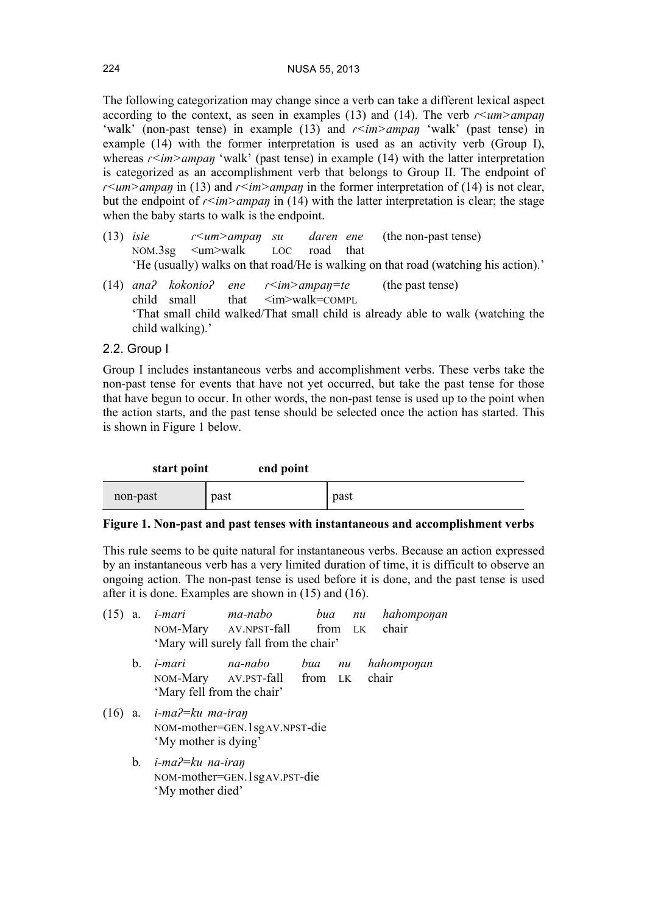The following categorization may change since a verb can take a different lexical aspect according to the context, as seen in examples (13) and (14). The verb *ɾ<um>ampaŋ* 'walk' (non-past tense) in example (13) and *ɾ<im>ampaŋ* 'walk' (past tense) in example (14) with the former interpretation is used as an activity verb (Group I), whereas *ɾ<im>ampaŋ* 'walk' (past tense) in example (14) with the latter interpretation is categorized as an accomplishment verb that belongs to Group II. The endpoint of *ɾ<um>ampaŋ* in (13) and *ɾ<im>ampaŋ* in the former interpretation of (14) is not clear, but the endpoint of *ɾ<im>ampaŋ* in (14) with the latter interpretation is clear; the stage when the baby starts to walk is the endpoint.

(13) *isie* *ɾ<um>ampaŋ* *su* *daren* *ene* (the non-past tense)
NOM.3sg <um>walk LOC road that
'He (usually) walks on that road/He is walking on that road (watching his action).'

(14) *anaʔ* *kokonioʔ* *ene* *ɾ<im>ampaŋ=te* (the past tense)
child small that <im>walk=COMPL
'That small child walked/That small child is already able to walk (watching the child walking).'

### 2.2. Group I

Group I includes instantaneous verbs and accomplishment verbs. These verbs take the non-past tense for events that have not yet occurred, but take the past tense for those that have begun to occur. In other words, the non-past tense is used up to the point when the action starts, and the past tense should be selected once the action has started. This is shown in Figure 1 below.

| | **start point** | **end point** |
|---|---|---|
| non-past | past | past |

**Figure 1. Non-past and past tenses with instantaneous and accomplishment verbs**

This rule seems to be quite natural for instantaneous verbs. Because an action expressed by an instantaneous verb has a very limited duration of time, it is difficult to observe an ongoing action. The non-past tense is used before it is done, and the past tense is used after it is done. Examples are shown in (15) and (16).

(15) a. *i-mari* *ma-nabo* *bua* *nu* *hahompoŋan*
NOM-Mary AV.NPST-fall from LK chair
'Mary will surely fall from the chair'

b. *i-mari* *na-nabo* *bua* *nu* *hahompoŋan*
NOM-Mary AV.PST-fall from LK chair
'Mary fell from the chair'

(16) a. *i-maʔ=ku* *ma-iraŋ*
NOM-mother=GEN.1sgAV.NPST-die
'My mother is dying'

b. *i-maʔ=ku* *na-iraŋ*
NOM-mother=GEN.1sgAV.PST-die
'My mother died'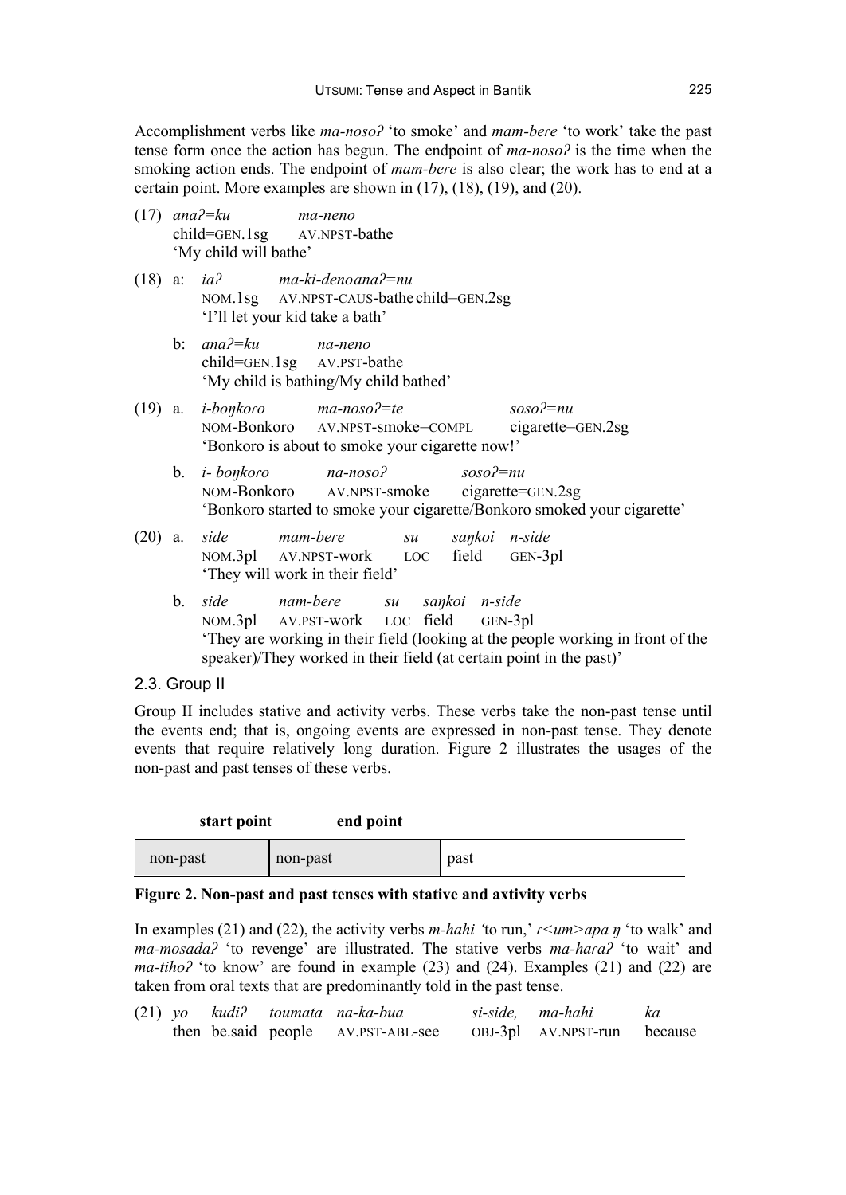Accomplishment verbs like *ma-nosoʔ* 'to smoke' and *mam-bere* 'to work' take the past tense form once the action has begun. The endpoint of *ma-nosoʔ* is the time when the smoking action ends. The endpoint of *mam-bere* is also clear; the work has to end at a certain point. More examples are shown in (17), (18), (19), and (20).

(17) *anaʔ=ku* *ma-neno*
child=GEN.1sg AV.NPST-bathe
'My child will bathe'

(18) a: *iaʔ* *ma-ki-denoanaʔ=nu*
NOM.1sg AV.NPST-CAUS-bathe child=GEN.2sg
'I'll let your kid take a bath'

b: *anaʔ=ku* *na-neno*
child=GEN.1sg AV.PST-bathe
'My child is bathing/My child bathed'

(19) a. *i-boŋkoro* *ma-nosoʔ=te* *sosoʔ=nu*
NOM-Bonkoro AV.NPST-smoke=COMPL cigarette=GEN.2sg
'Bonkoro is about to smoke your cigarette now!'

b. *i- boŋkoro* *na-nosoʔ* *sosoʔ=nu*
NOM-Bonkoro AV.NPST-smoke cigarette=GEN.2sg
'Bonkoro started to smoke your cigarette/Bonkoro smoked your cigarette'

(20) a. *side* *mam-bere* *su* *saŋkoi* *n-side*
NOM.3pl AV.NPST-work LOC field GEN-3pl
'They will work in their field'

b. *side* *nam-bere* *su* *saŋkoi* *n-side*
NOM.3pl AV.PST-work LOC field GEN-3pl
'They are working in their field (looking at the people working in front of the speaker)/They worked in their field (at certain point in the past)'

## 2.3. Group II

Group II includes stative and activity verbs. These verbs take the non-past tense until the events end; that is, ongoing events are expressed in non-past tense. They denote events that require relatively long duration. Figure 2 illustrates the usages of the non-past and past tenses of these verbs.

| start point | end point | |
|---|---|---|
| non-past | non-past | past |

**Figure 2. Non-past and past tenses with stative and axtivity verbs**

In examples (21) and (22), the activity verbs *m-hahi* 'to run,' *r<um>apa ŋ* 'to walk' and *ma-mosadaʔ* 'to revenge' are illustrated. The stative verbs *ma-haraʔ* 'to wait' and *ma-tihoʔ* 'to know' are found in example (23) and (24). Examples (21) and (22) are taken from oral texts that are predominantly told in the past tense.

(21) *yo* *kudiʔ* *toumata* *na-ka-bua* *si-side,* *ma-hahi* *ka*
then be.said people AV.PST-ABL-see OBJ-3pl AV.NPST-run because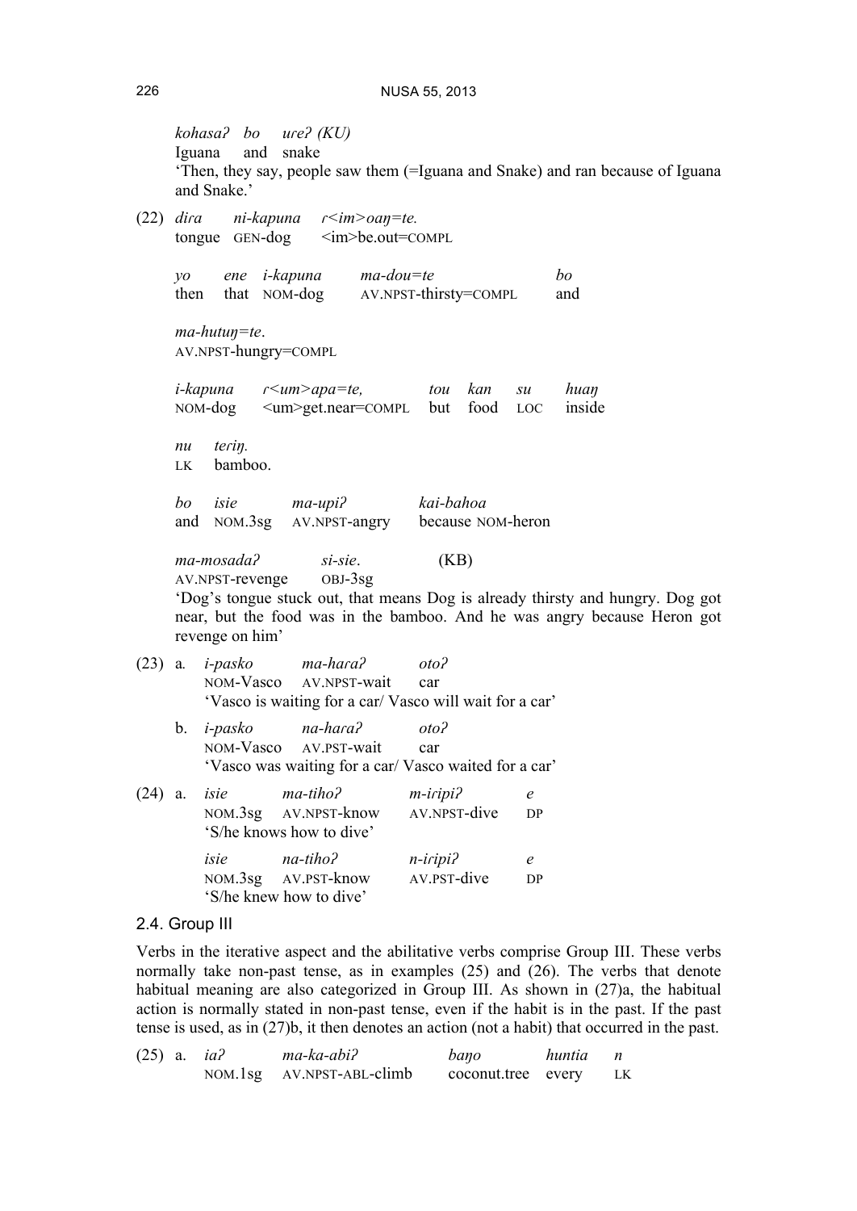*kohasaʔ bo ureʔ (KU)*
Iguana and snake
'Then, they say, people saw them (=Iguana and Snake) and ran because of Iguana and Snake.'

(22) *diɾa ni-kapuna ɾ<im>oaŋ=te.*
tongue GEN-dog <im>be.out=COMPL

*yo ene i-kapuna ma-dou=te bo*
then that NOM-dog AV.NPST-thirsty=COMPL and

*ma-hutuŋ=te.*
AV.NPST-hungry=COMPL

*i-kapuna ɾ<um>apa=te, tou kan su huaŋ*
NOM-dog <um>get.near=COMPL but food LOC inside

*nu teriŋ.*
LK bamboo.

*bo isie ma-upiʔ kai-bahoa*
and NOM.3sg AV.NPST-angry because NOM-heron

*ma-mosadaʔ si-sie.* (KB)
AV.NPST-revenge OBJ-3sg

'Dog's tongue stuck out, that means Dog is already thirsty and hungry. Dog got near, but the food was in the bamboo. And he was angry because Heron got revenge on him'

(23) a. *i-pasko ma-haɾaʔ otoʔ*
NOM-Vasco AV.NPST-wait car
'Vasco is waiting for a car/ Vasco will wait for a car'

b. *i-pasko na-haɾaʔ otoʔ*
NOM-Vasco AV.PST-wait car
'Vasco was waiting for a car/ Vasco waited for a car'

(24) a. *isie ma-tihoʔ m-iɾipiʔ e*
NOM.3sg AV.NPST-know AV.NPST-dive DP
'S/he knows how to dive'

*isie na-tihoʔ n-iɾipiʔ e*
NOM.3sg AV.PST-know AV.PST-dive DP
'S/he knew how to dive'

## 2.4. Group III

Verbs in the iterative aspect and the abilitative verbs comprise Group III. These verbs normally take non-past tense, as in examples (25) and (26). The verbs that denote habitual meaning are also categorized in Group III. As shown in (27)a, the habitual action is normally stated in non-past tense, even if the habit is in the past. If the past tense is used, as in (27)b, it then denotes an action (not a habit) that occurred in the past.

(25) a. *iaʔ ma-ka-abiʔ baŋo huntia n*
NOM.1sg AV.NPST-ABL-climb coconut.tree every LK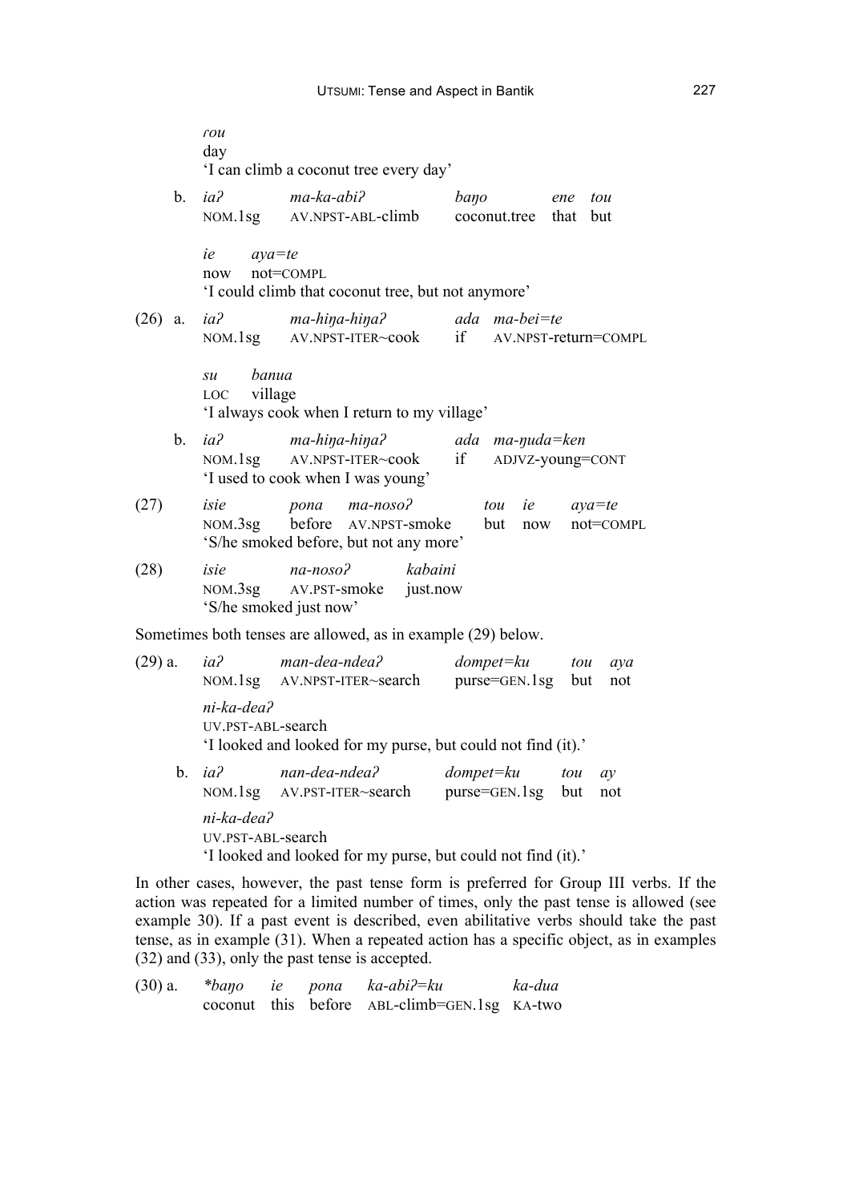*ɾou*
day
'I can climb a coconut tree every day'

b. *iaʔ ma-ka-abiʔ baŋo ene tou*
NOM.1sg AV.NPST-ABL-climb coconut.tree that but

*ie aya=te*
now not=COMPL
'I could climb that coconut tree, but not anymore'

(26) a. *iaʔ ma-hiŋa-hiŋaʔ ada ma-bei=te*
NOM.1sg AV.NPST-ITER~cook if AV.NPST-return=COMPL

*su banua*
LOC village
'I always cook when I return to my village'

b. *iaʔ ma-hiŋa-hiŋaʔ ada ma-ŋuda=ken*
NOM.1sg AV.NPST-ITER~cook if ADJVZ-young=CONT
'I used to cook when I was young'

(27) *isie pona ma-nosoʔ tou ie aya=te*
NOM.3sg before AV.NPST-smoke but now not=COMPL
'S/he smoked before, but not any more'

(28) *isie na-nosoʔ kabaini*
NOM.3sg AV.PST-smoke just.now
'S/he smoked just now'

Sometimes both tenses are allowed, as in example (29) below.

(29) a. *iaʔ man-dea-ndeaʔ dompet=ku tou aya*
NOM.1sg AV.NPST-ITER~search purse=GEN.1sg but not

*ni-ka-deaʔ*
UV.PST-ABL-search
'I looked and looked for my purse, but could not find (it).'

b. *iaʔ nan-dea-ndeaʔ dompet=ku tou ay*
NOM.1sg AV.PST-ITER~search purse=GEN.1sg but not

*ni-ka-deaʔ*
UV.PST-ABL-search
'I looked and looked for my purse, but could not find (it).'

In other cases, however, the past tense form is preferred for Group III verbs. If the action was repeated for a limited number of times, only the past tense is allowed (see example 30). If a past event is described, even abilitative verbs should take the past tense, as in example (31). When a repeated action has a specific object, as in examples (32) and (33), only the past tense is accepted.

(30) a. *\*baŋo ie pona ka-abiʔ=ku ka-dua*
coconut this before ABL-climb=GEN.1sg KA-two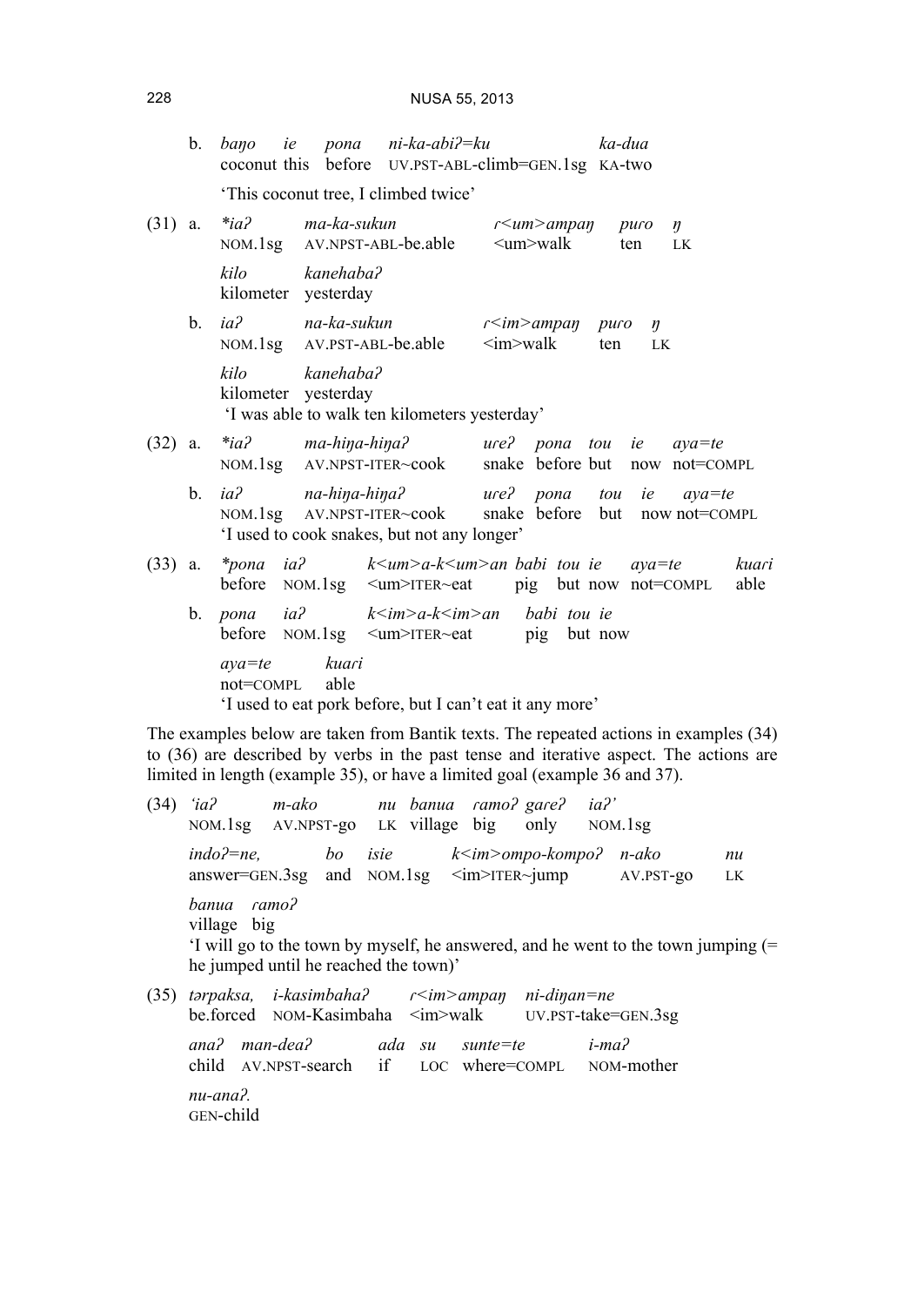b. *baŋo ie pona ni-ka-abiʔ=ku ka-dua*
coconut this before UV.PST-ABL-climb=GEN.1sg KA-two

'This coconut tree, I climbed twice'

(31) a. *\*iaʔ ma-ka-sukun ɾ<um>ampaŋ puɾo ŋ*
NOM.1sg AV.NPST-ABL-be.able <um>walk ten LK

*kilo kanehabaʔ*
kilometer yesterday

b. *iaʔ na-ka-sukun ɾ<im>ampaŋ puɾo ŋ*
NOM.1sg AV.PST-ABL-be.able <im>walk ten LK

*kilo kanehabaʔ*
kilometer yesterday

'I was able to walk ten kilometers yesterday'

(32) a. *\*iaʔ ma-hiŋa-hiŋaʔ uɾeʔ pona tou ie aya=te*
NOM.1sg AV.NPST-ITER~cook snake before but now not=COMPL

b. *iaʔ na-hiŋa-hiŋaʔ uɾeʔ pona tou ie aya=te*
NOM.1sg AV.NPST-ITER~cook snake before but now not=COMPL

'I used to cook snakes, but not any longer'

(33) a. *\*pona iaʔ k<um>a-k<um>an babi tou ie aya=te kuaɾi*
before NOM.1sg <um>ITER~eat pig but now not=COMPL able

b. *pona iaʔ k<im>a-k<im>an babi tou ie*
before NOM.1sg <um>ITER~eat pig but now

*aya=te kuaɾi*
not=COMPL able

'I used to eat pork before, but I can't eat it any more'

The examples below are taken from Bantik texts. The repeated actions in examples (34) to (36) are described by verbs in the past tense and iterative aspect. The actions are limited in length (example 35), or have a limited goal (example 36 and 37).

(34) *'iaʔ m-ako nu banua ɾamoʔ gaɾeʔ iaʔ'*
NOM.1sg AV.NPST-go LK village big only NOM.1sg

*indoʔ=ne, bo isie k<im>ompo-kompoʔ n-ako nu*
answer=GEN.3sg and NOM.1sg <im>ITER~jump AV.PST-go LK

*banua ɾamoʔ*
village big

'I will go to the town by myself, he answered, and he went to the town jumping (= he jumped until he reached the town)'

(35) *tərpaksa, i-kasimbahaʔ ɾ<im>ampaŋ ni-diŋan=ne*
be.forced NOM-Kasimbaha <im>walk UV.PST-take=GEN.3sg

*anaʔ man-deaʔ ada su sunte=te i-maʔ*
child AV.NPST-search if LOC where=COMPL NOM-mother

*nu-anaʔ.*
GEN-child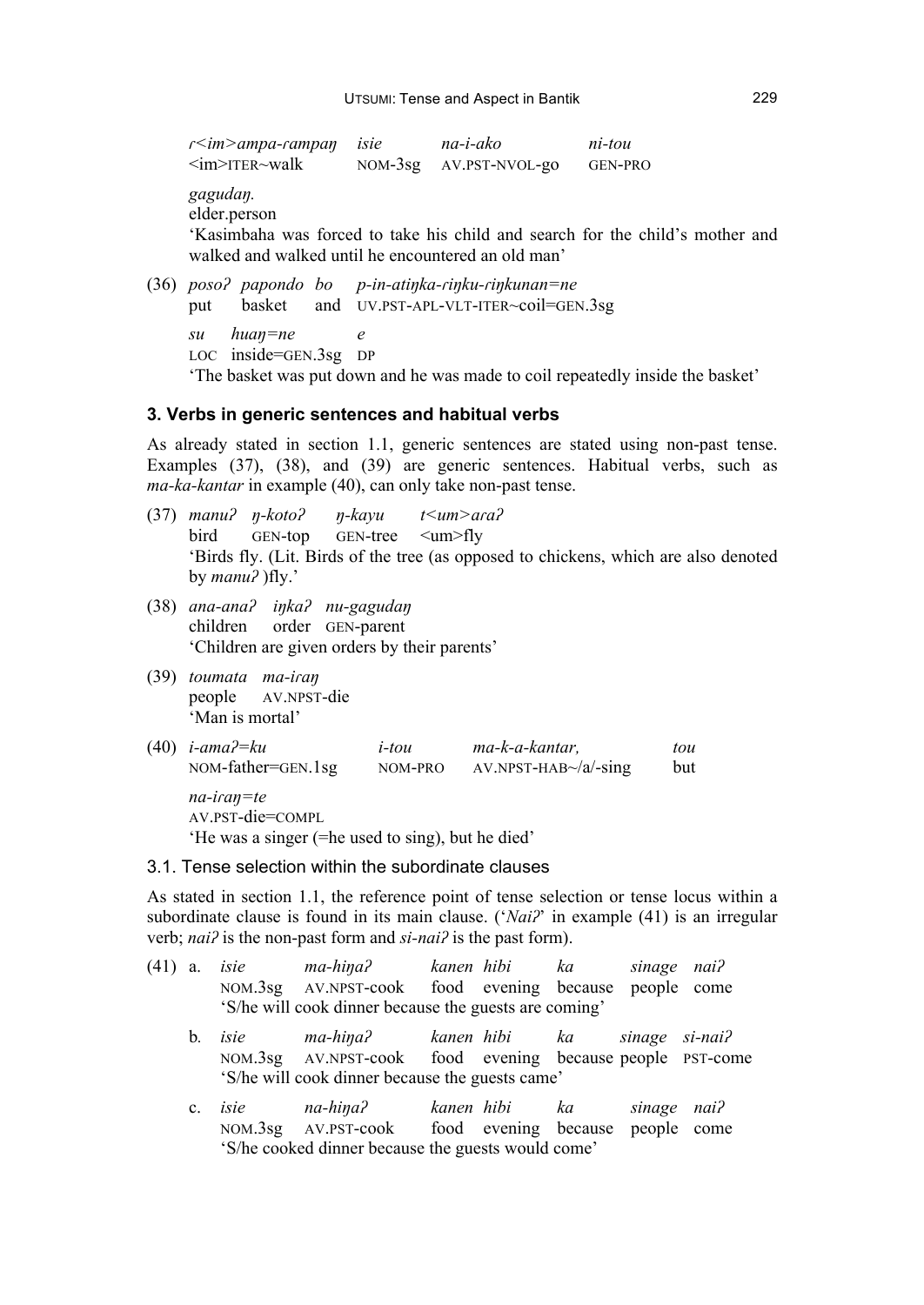*ɾ<im>ampa-ɾampaŋ* *isie* *na-i-ako* *ni-tou*
<im>ITER~walk NOM-3sg AV.PST-NVOL-go GEN-PRO

*gagudaŋ.*
elder.person

'Kasimbaha was forced to take his child and search for the child's mother and walked and walked until he encountered an old man'

(36) *posoʔ papondo bo p-in-atiŋka-ɾiŋku-ɾiŋkunan=ne*
put basket and UV.PST-APL-VLT-ITER~coil=GEN.3sg

*su huaŋ=ne e*
LOC inside=GEN.3sg DP

'The basket was put down and he was made to coil repeatedly inside the basket'

## 3. Verbs in generic sentences and habitual verbs

As already stated in section 1.1, generic sentences are stated using non-past tense. Examples (37), (38), and (39) are generic sentences. Habitual verbs, such as *ma-ka-kantar* in example (40), can only take non-past tense.

(37) *manuʔ ŋ-kotoʔ ŋ-kayu t<um>aɾaʔ*
bird GEN-top GEN-tree <um>fly

'Birds fly. (Lit. Birds of the tree (as opposed to chickens, which are also denoted by *manuʔ* )fly.'

(38) *ana-anaʔ iŋkaʔ nu-gagudaŋ*
children order GEN-parent

'Children are given orders by their parents'

(39) *toumata ma-iɾaŋ*
people AV.NPST-die

'Man is mortal'

(40) *i-amaʔ=ku i-tou ma-k-a-kantar, tou*
NOM-father=GEN.1sg NOM-PRO AV.NPST-HAB~/a/-sing but

*na-iɾaŋ=te*
AV.PST-die=COMPL

'He was a singer (=he used to sing), but he died'

### 3.1. Tense selection within the subordinate clauses

As stated in section 1.1, the reference point of tense selection or tense locus within a subordinate clause is found in its main clause. ('*Naiʔ*' in example (41) is an irregular verb; *naiʔ* is the non-past form and *si-naiʔ* is the past form).

(41) a. *isie ma-hiŋaʔ kanen hibi ka sinage naiʔ*
NOM.3sg AV.NPST-cook food evening because people come

'S/he will cook dinner because the guests are coming'

b. *isie ma-hiŋaʔ kanen hibi ka sinage si-naiʔ*
NOM.3sg AV.NPST-cook food evening because people PST-come

'S/he will cook dinner because the guests came'

c. *isie na-hiŋaʔ kanen hibi ka sinage naiʔ*
NOM.3sg AV.PST-cook food evening because people come

'S/he cooked dinner because the guests would come'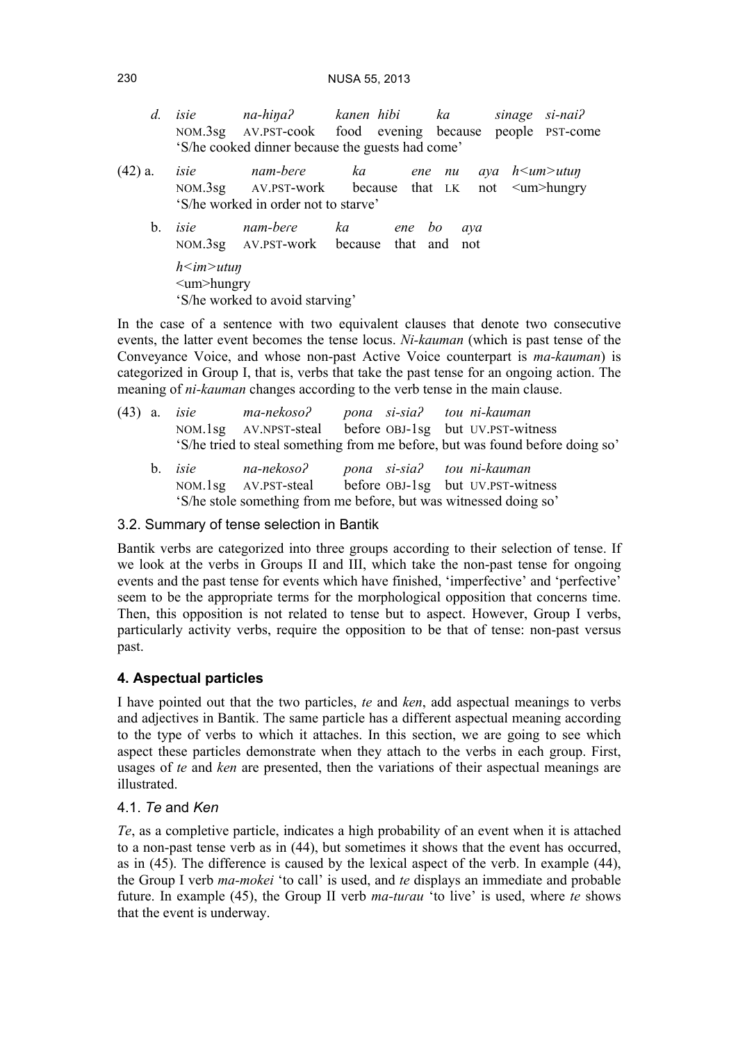d. *isie* *na-hiŋaʔ* *kanen* *hibi* *ka* *sinage* *si-naiʔ*
NOM.3sg AV.PST-cook food evening because people PST-come
'S/he cooked dinner because the guests had come'

(42) a. *isie* *nam-bere* *ka* *ene* *nu* *aya* *h<um>utuŋ*
NOM.3sg AV.PST-work because that LK not <um>hungry
'S/he worked in order not to starve'

b. *isie* *nam-bere* *ka* *ene* *bo* *aya* *h<im>utuŋ*
NOM.3sg AV.PST-work because that and not <um>hungry
'S/he worked to avoid starving'

In the case of a sentence with two equivalent clauses that denote two consecutive events, the latter event becomes the tense locus. *Ni-kauman* (which is past tense of the Conveyance Voice, and whose non-past Active Voice counterpart is *ma-kauman*) is categorized in Group I, that is, verbs that take the past tense for an ongoing action. The meaning of *ni-kauman* changes according to the verb tense in the main clause.

(43) a. *isie* *ma-nekosoʔ* *pona* *si-siaʔ* *tou* *ni-kauman*
NOM.1sg AV.NPST-steal before OBJ-1sg but UV.PST-witness
'S/he tried to steal something from me before, but was found before doing so'

b. *isie* *na-nekosoʔ* *pona* *si-siaʔ* *tou* *ni-kauman*
NOM.1sg AV.PST-steal before OBJ-1sg but UV.PST-witness
'S/he stole something from me before, but was witnessed doing so'

### 3.2. Summary of tense selection in Bantik

Bantik verbs are categorized into three groups according to their selection of tense. If we look at the verbs in Groups II and III, which take the non-past tense for ongoing events and the past tense for events which have finished, 'imperfective' and 'perfective' seem to be the appropriate terms for the morphological opposition that concerns time. Then, this opposition is not related to tense but to aspect. However, Group I verbs, particularly activity verbs, require the opposition to be that of tense: non-past versus past.

## 4. Aspectual particles

I have pointed out that the two particles, *te* and *ken*, add aspectual meanings to verbs and adjectives in Bantik. The same particle has a different aspectual meaning according to the type of verbs to which it attaches. In this section, we are going to see which aspect these particles demonstrate when they attach to the verbs in each group. First, usages of *te* and *ken* are presented, then the variations of their aspectual meanings are illustrated.

### 4.1. *Te* and *Ken*

*Te*, as a completive particle, indicates a high probability of an event when it is attached to a non-past tense verb as in (44), but sometimes it shows that the event has occurred, as in (45). The difference is caused by the lexical aspect of the verb. In example (44), the Group I verb *ma-mokei* 'to call' is used, and *te* displays an immediate and probable future. In example (45), the Group II verb *ma-turau* 'to live' is used, where *te* shows that the event is underway.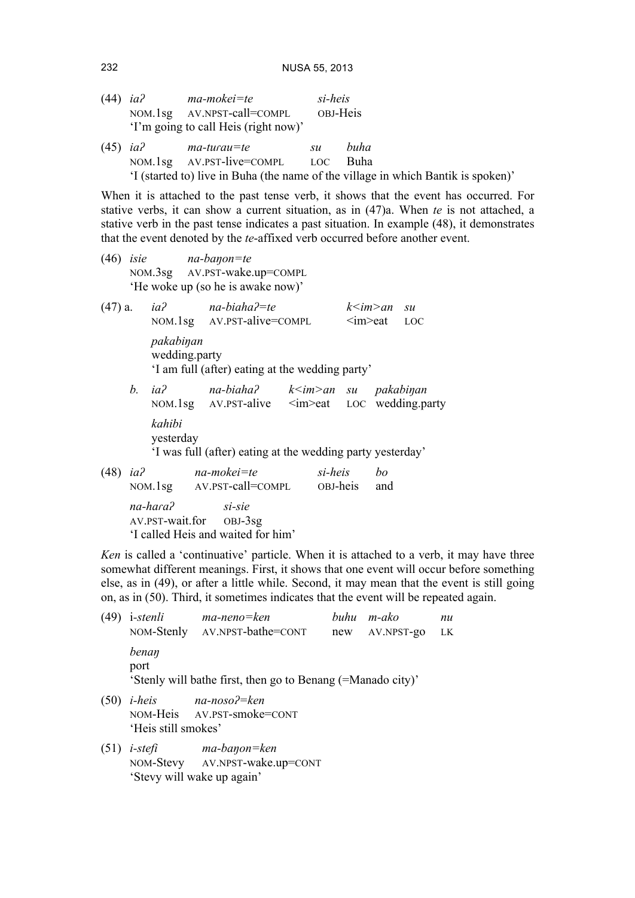(44) *iaʔ* *ma-mokei=te* *si-heis*
NOM.1sg AV.NPST-call=COMPL OBJ-Heis
'I'm going to call Heis (right now)'

(45) *iaʔ* *ma-turau=te* *su* *buha*
NOM.1sg AV.PST-live=COMPL LOC Buha
'I (started to) live in Buha (the name of the village in which Bantik is spoken)'

When it is attached to the past tense verb, it shows that the event has occurred. For stative verbs, it can show a current situation, as in (47)a. When *te* is not attached, a stative verb in the past tense indicates a past situation. In example (48), it demonstrates that the event denoted by the *te*-affixed verb occurred before another event.

(46) *isie* *na-baŋon=te*
NOM.3sg AV.PST-wake.up=COMPL
'He woke up (so he is awake now)'

(47) a. *iaʔ* *na-biahaʔ=te* *k<im>an* *su* *pakabiŋan*
NOM.1sg AV.PST-alive=COMPL <im>eat LOC wedding.party
'I am full (after) eating at the wedding party'

b. *iaʔ* *na-biahaʔ* *k<im>an* *su* *pakabiŋan* *kahibi*
NOM.1sg AV.PST-alive <im>eat LOC wedding.party yesterday
'I was full (after) eating at the wedding party yesterday'

(48) *iaʔ* *na-mokei=te* *si-heis* *bo* *na-haraʔ* *si-sie*
NOM.1sg AV.PST-call=COMPL OBJ-heis and AV.PST-wait.for OBJ-3sg
'I called Heis and waited for him'

*Ken* is called a 'continuative' particle. When it is attached to a verb, it may have three somewhat different meanings. First, it shows that one event will occur before something else, as in (49), or after a little while. Second, it may mean that the event is still going on, as in (50). Third, it sometimes indicates that the event will be repeated again.

(49) i-*stenli* *ma-neno=ken* *buhu* *m-ako* *nu* *benaŋ*
NOM-Stenly AV.NPST-bathe=CONT new AV.NPST-go LK port
'Stenly will bathe first, then go to Benang (=Manado city)'

(50) *i-heis* *na-nosoʔ=ken*
NOM-Heis AV.PST-smoke=CONT
'Heis still smokes'

(51) *i-stefi* *ma-baŋon=ken*
NOM-Stevy AV.NPST-wake.up=CONT
'Stevy will wake up again'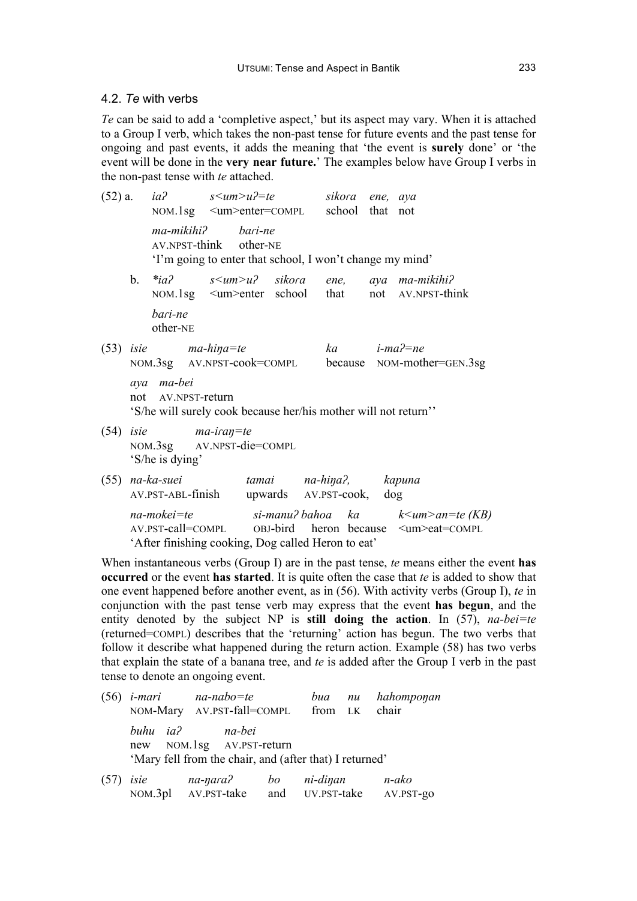### 4.2. *Te* with verbs

*Te* can be said to add a 'completive aspect,' but its aspect may vary. When it is attached to a Group I verb, which takes the non-past tense for future events and the past tense for ongoing and past events, it adds the meaning that 'the event is **surely** done' or 'the event will be done in the **very near future.**' The examples below have Group I verbs in the non-past tense with *te* attached.

(52) a. *iaʔ s<um>uʔ=te sikoɾa ene, aya*
NOM.1sg <um>enter=COMPL school that not
*ma-mikihiʔ baɾi-ne*
AV.NPST-think other-NE
'I'm going to enter that school, I won't change my mind'

b. *\*iaʔ s<um>uʔ sikoɾa ene, aya ma-mikihiʔ*
NOM.1sg <um>enter school that not AV.NPST-think
*baɾi-ne*
other-NE

(53) *isie ma-hiŋa=te ka i-maʔ=ne*
NOM.3sg AV.NPST-cook=COMPL because NOM-mother=GEN.3sg
*aya ma-bei*
not AV.NPST-return
'S/he will surely cook because her/his mother will not return''

(54) *isie ma-iraŋ=te*
NOM.3sg AV.NPST-die=COMPL
'S/he is dying'

(55) *na-ka-suei tamai na-hiŋaʔ, kapuna*
AV.PST-ABL-finish upwards AV.PST-cook, dog
*na-mokei=te si-manuʔ bahoa ka k<um>an=te (KB)*
AV.PST-call=COMPL OBJ-bird heron because <um>eat=COMPL
'After finishing cooking, Dog called Heron to eat'

When instantaneous verbs (Group I) are in the past tense, *te* means either the event **has occurred** or the event **has started**. It is quite often the case that *te* is added to show that one event happened before another event, as in (56). With activity verbs (Group I), *te* in conjunction with the past tense verb may express that the event **has begun**, and the entity denoted by the subject NP is **still doing the action**. In (57), *na-bei=te* (returned=COMPL) describes that the 'returning' action has begun. The two verbs that follow it describe what happened during the return action. Example (58) has two verbs that explain the state of a banana tree, and *te* is added after the Group I verb in the past tense to denote an ongoing event.

(56) *i-mari na-nabo=te bua nu hahompoŋan*
NOM-Mary AV.PST-fall=COMPL from LK chair
*buhu iaʔ na-bei*
new NOM.1sg AV.PST-return
'Mary fell from the chair, and (after that) I returned'

(57) *isie na-ŋaraʔ bo ni-diŋan n-ako*
NOM.3pl AV.PST-take and UV.PST-take AV.PST-go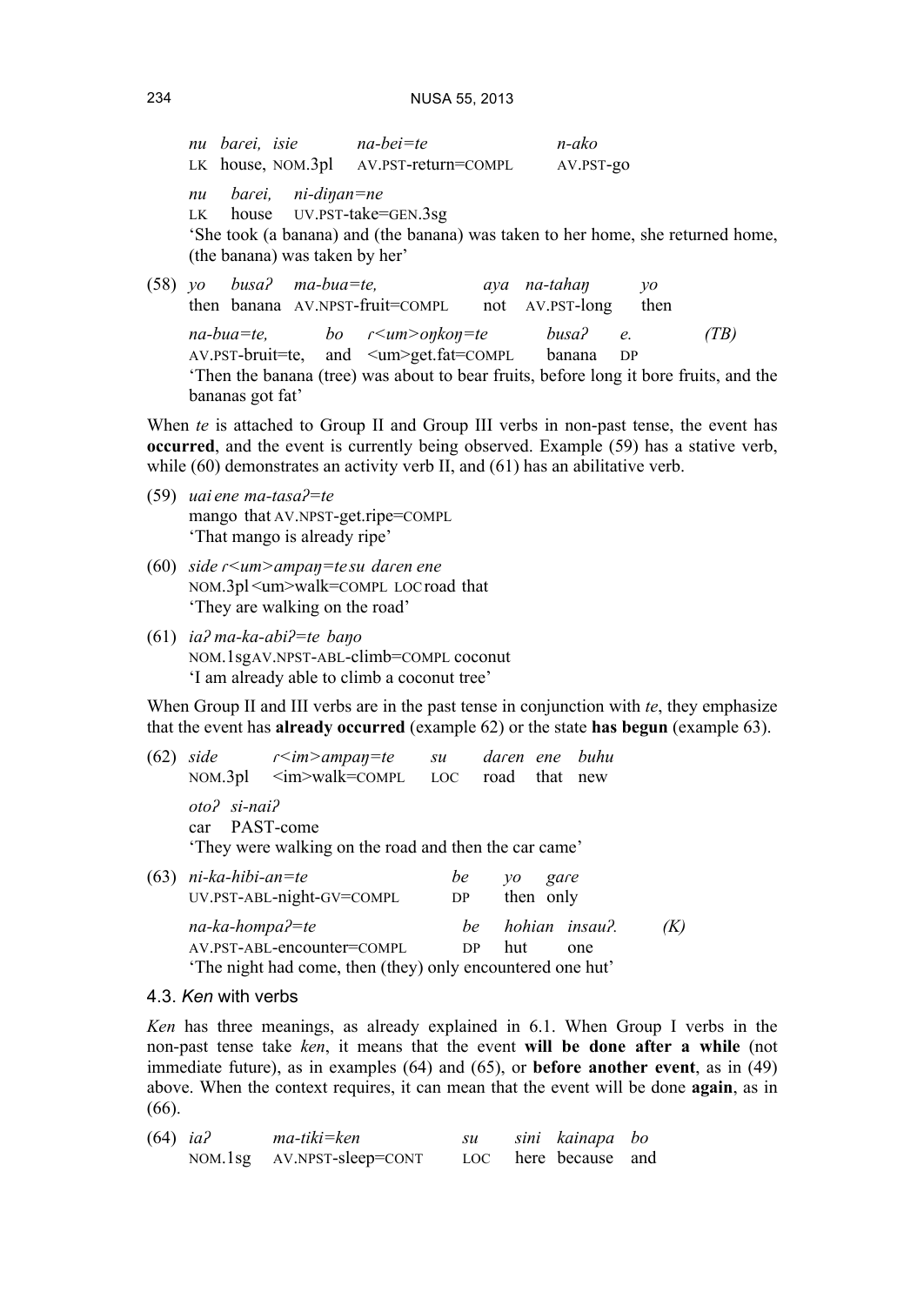*nu barei, isie na-bei=te n-ako*
LK house, NOM.3pl AV.PST-return=COMPL AV.PST-go

*nu barei, ni-diŋan=ne*
LK house UV.PST-take=GEN.3sg
'She took (a banana) and (the banana) was taken to her home, she returned home, (the banana) was taken by her'

(58) *yo busaʔ ma-bua=te, aya na-tahaŋ yo*
then banana AV.NPST-fruit=COMPL not AV.PST-long then

*na-bua=te, bo ɾ<um>oŋkoŋ=te busaʔ e.* (TB)
AV.PST-bruit=te, and <um>get.fat=COMPL banana DP
'Then the banana (tree) was about to bear fruits, before long it bore fruits, and the bananas got fat'

When *te* is attached to Group II and Group III verbs in non-past tense, the event has **occurred**, and the event is currently being observed. Example (59) has a stative verb, while (60) demonstrates an activity verb II, and (61) has an abilitative verb.

(59) *uai ene ma-tasaʔ=te*
mango that AV.NPST-get.ripe=COMPL
'That mango is already ripe'

(60) *side ɾ<um>ampaŋ=te su daren ene*
NOM.3pl <um>walk=COMPL LOC road that
'They are walking on the road'

(61) *iaʔ ma-ka-abiʔ=te baŋo*
NOM.1sg AV.NPST-ABL-climb=COMPL coconut
'I am already able to climb a coconut tree'

When Group II and III verbs are in the past tense in conjunction with *te*, they emphasize that the event has **already occurred** (example 62) or the state **has begun** (example 63).

(62) *side ɾ<im>ampaŋ=te su daren ene buhu*
NOM.3pl <im>walk=COMPL LOC road that new

*otoʔ si-naiʔ*
car PAST-come
'They were walking on the road and then the car came'

(63) *ni-ka-hibi-an=te be yo gare*
UV.PST-ABL-night-GV=COMPL DP then only

*na-ka-hompaʔ=te be hohian insauʔ.* (K)
AV.PST-ABL-encounter=COMPL DP hut one
'The night had come, then (they) only encountered one hut'

### 4.3. *Ken* with verbs

*Ken* has three meanings, as already explained in 6.1. When Group I verbs in the non-past tense take *ken*, it means that the event **will be done after a while** (not immediate future), as in examples (64) and (65), or **before another event**, as in (49) above. When the context requires, it can mean that the event will be done **again**, as in (66).

(64) *iaʔ ma-tiki=ken su sini kainapa bo*
NOM.1sg AV.NPST-sleep=CONT LOC here because and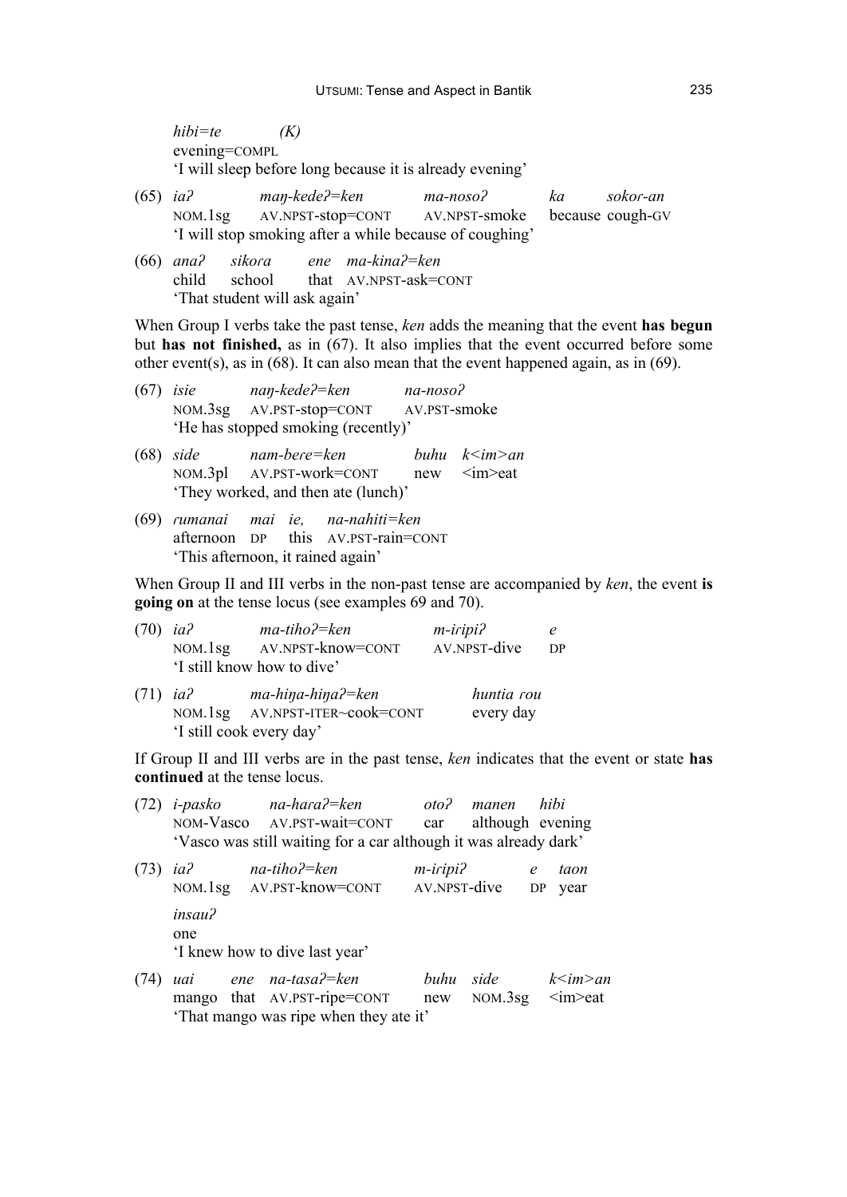*hibi=te* (K)
evening=COMPL
'I will sleep before long because it is already evening'

(65) *iaʔ maŋ-kedeʔ=ken ma-nosoʔ ka sokor-an*
NOM.1sg AV.NPST-stop=CONT AV.NPST-smoke because cough-GV
'I will stop smoking after a while because of coughing'

(66) *anaʔ sikora ene ma-kinaʔ=ken*
child school that AV.NPST-ask=CONT
'That student will ask again'

When Group I verbs take the past tense, *ken* adds the meaning that the event **has begun** but **has not finished,** as in (67). It also implies that the event occurred before some other event(s), as in (68). It can also mean that the event happened again, as in (69).

(67) *isie naŋ-kedeʔ=ken na-nosoʔ*
NOM.3sg AV.PST-stop=CONT AV.PST-smoke
'He has stopped smoking (recently)'

(68) *side nam-bere=ken buhu k<im>an*
NOM.3pl AV.PST-work=CONT new <im>eat
'They worked, and then ate (lunch)'

(69) *rumanai mai ie, na-nahiti=ken*
afternoon DP this AV.PST-rain=CONT
'This afternoon, it rained again'

When Group II and III verbs in the non-past tense are accompanied by *ken*, the event **is going on** at the tense locus (see examples 69 and 70).

(70) *iaʔ ma-tihoʔ=ken m-iripiʔ e*
NOM.1sg AV.NPST-know=CONT AV.NPST-dive DP
'I still know how to dive'

(71) *iaʔ ma-hiŋa-hiŋaʔ=ken huntia rou*
NOM.1sg AV.NPST-ITER~cook=CONT every day
'I still cook every day'

If Group II and III verbs are in the past tense, *ken* indicates that the event or state **has continued** at the tense locus.

(72) *i-pasko na-haraʔ=ken otoʔ manen hibi*
NOM-Vasco AV.PST-wait=CONT car although evening
'Vasco was still waiting for a car although it was already dark'

(73) *iaʔ na-tihoʔ=ken m-iripiʔ e taon*
NOM.1sg AV.PST-know=CONT AV.NPST-dive DP year
*insauʔ*
one
'I knew how to dive last year'

(74) *uai ene na-tasaʔ=ken buhu side k<im>an*
mango that AV.PST-ripe=CONT new NOM.3sg <im>eat
'That mango was ripe when they ate it'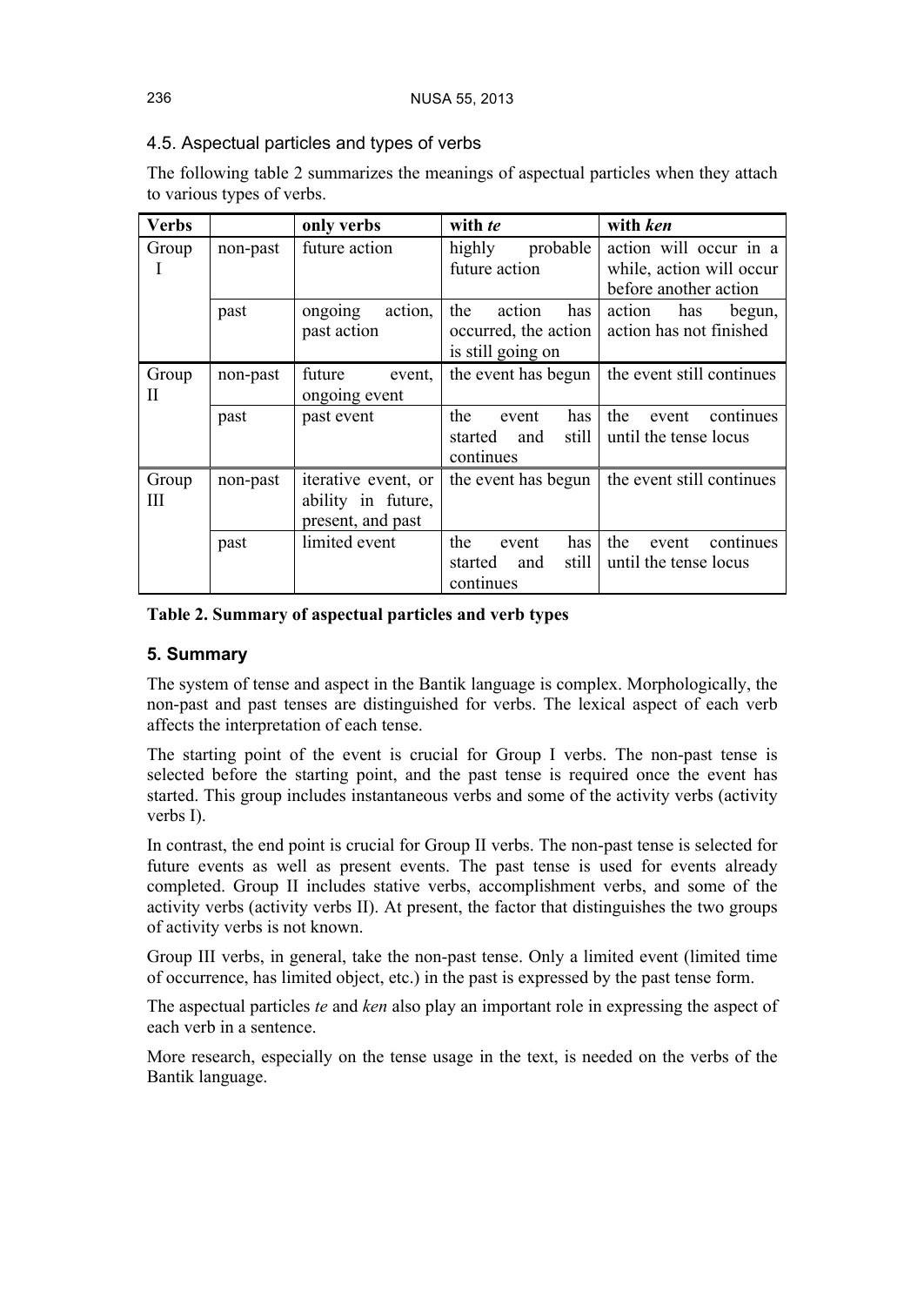### 4.5. Aspectual particles and types of verbs

The following table 2 summarizes the meanings of aspectual particles when they attach to various types of verbs.

| **Verbs** | | **only verbs** | **with *te*** | **with *ken*** |
|---|---|---|---|---|
| Group I | non-past | future action | highly probable future action | action will occur in a while, action will occur before another action |
| | past | ongoing action, past action | the action has occurred, the action is still going on | action has begun, action has not finished |
| Group II | non-past | future event, ongoing event | the event has begun | the event still continues |
| | past | past event | the event has started and still continues | the event continues until the tense locus |
| Group III | non-past | iterative event, or ability in future, present, and past | the event has begun | the event still continues |
| | past | limited event | the event has started and still continues | the event continues until the tense locus |

**Table 2. Summary of aspectual particles and verb types**

## 5. Summary

The system of tense and aspect in the Bantik language is complex. Morphologically, the non-past and past tenses are distinguished for verbs. The lexical aspect of each verb affects the interpretation of each tense.

The starting point of the event is crucial for Group I verbs. The non-past tense is selected before the starting point, and the past tense is required once the event has started. This group includes instantaneous verbs and some of the activity verbs (activity verbs I).

In contrast, the end point is crucial for Group II verbs. The non-past tense is selected for future events as well as present events. The past tense is used for events already completed. Group II includes stative verbs, accomplishment verbs, and some of the activity verbs (activity verbs II). At present, the factor that distinguishes the two groups of activity verbs is not known.

Group III verbs, in general, take the non-past tense. Only a limited event (limited time of occurrence, has limited object, etc.) in the past is expressed by the past tense form.

The aspectual particles *te* and *ken* also play an important role in expressing the aspect of each verb in a sentence.

More research, especially on the tense usage in the text, is needed on the verbs of the Bantik language.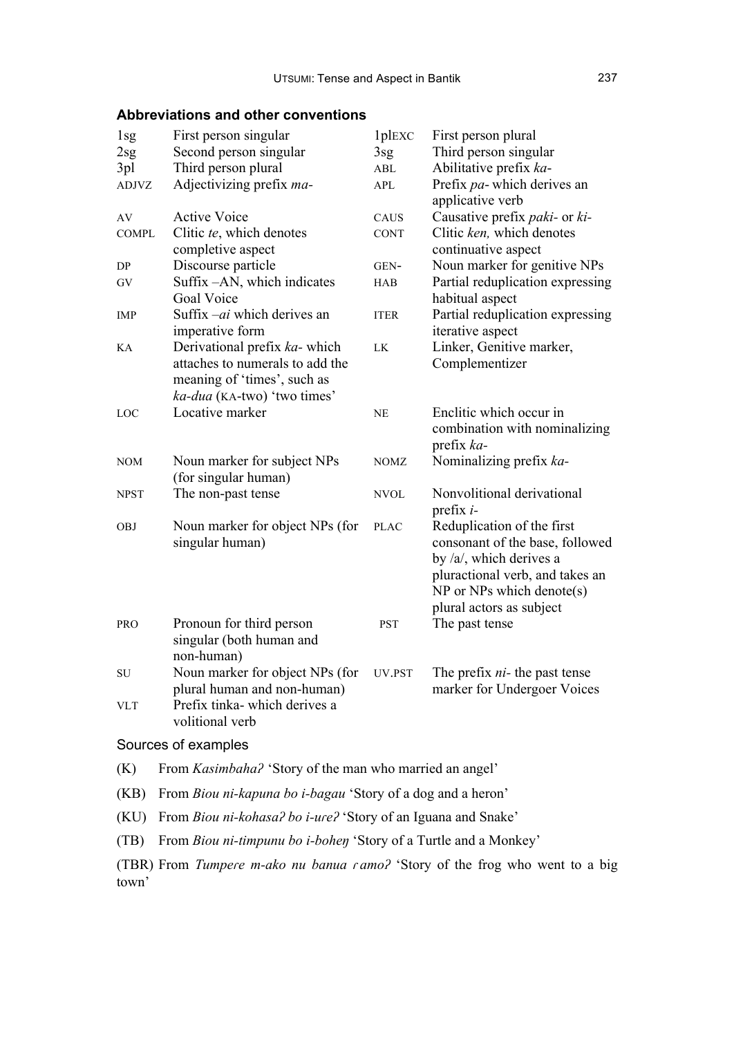### Abbreviations and other conventions

| | | | |
|---|---|---|---|
| 1sg | First person singular | 1plEXC | First person plural |
| 2sg | Second person singular | 3sg | Third person singular |
| 3pl | Third person plural | ABL | Abilitative prefix *ka-* |
| ADJVZ | Adjectivizing prefix *ma-* | APL | Prefix *pa-* which derives an applicative verb |
| AV | Active Voice | CAUS | Causative prefix *paki-* or *ki-* |
| COMPL | Clitic *te*, which denotes completive aspect | CONT | Clitic *ken,* which denotes continuative aspect |
| DP | Discourse particle | GEN- | Noun marker for genitive NPs |
| GV | Suffix –AN, which indicates Goal Voice | HAB | Partial reduplication expressing habitual aspect |
| IMP | Suffix *–ai* which derives an imperative form | ITER | Partial reduplication expressing iterative aspect |
| KA | Derivational prefix *ka-* which attaches to numerals to add the meaning of 'times', such as *ka-dua* (KA-two) 'two times' | LK | Linker, Genitive marker, Complementizer |
| LOC | Locative marker | NE | Enclitic which occur in combination with nominalizing prefix *ka-* |
| NOM | Noun marker for subject NPs (for singular human) | NOMZ | Nominalizing prefix *ka-* |
| NPST | The non-past tense | NVOL | Nonvolitional derivational prefix *i-* |
| OBJ | Noun marker for object NPs (for singular human) | PLAC | Reduplication of the first consonant of the base, followed by /a/, which derives a pluractional verb, and takes an NP or NPs which denote(s) plural actors as subject |
| PRO | Pronoun for third person singular (both human and non-human) | PST | The past tense |
| SU | Noun marker for object NPs (for plural human and non-human) | UV.PST | The prefix *ni-* the past tense marker for Undergoer Voices |
| VLT | Prefix tinka- which derives a volitional verb | | |

Sources of examples

(K) From *Kasimbahaʔ* 'Story of the man who married an angel'

(KB) From *Biou ni-kapuna bo i-bagau* 'Story of a dog and a heron'

(KU) From *Biou ni-kohasaʔ bo i-uɾeʔ* 'Story of an Iguana and Snake'

(TB) From *Biou ni-timpunu bo i-boheŋ* 'Story of a Turtle and a Monkey'

(TBR) From *Tumpeɾe m-ako nu banua ɾamoʔ* 'Story of the frog who went to a big town'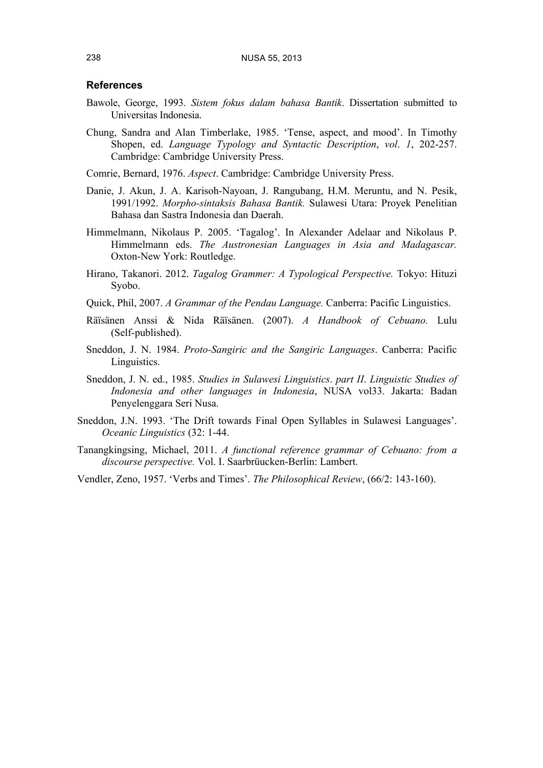## References

Bawole, George, 1993. *Sistem fokus dalam bahasa Bantik*. Dissertation submitted to Universitas Indonesia.

Chung, Sandra and Alan Timberlake, 1985. 'Tense, aspect, and mood'. In Timothy Shopen, ed. *Language Typology and Syntactic Description*, *vol*. *1*, 202-257. Cambridge: Cambridge University Press.

Comrie, Bernard, 1976. *Aspect*. Cambridge: Cambridge University Press.

Danie, J. Akun, J. A. Karisoh-Nayoan, J. Rangubang, H.M. Meruntu, and N. Pesik, 1991/1992. *Morpho-sintaksis Bahasa Bantik.* Sulawesi Utara: Proyek Penelitian Bahasa dan Sastra Indonesia dan Daerah.

Himmelmann, Nikolaus P. 2005. 'Tagalog'. In Alexander Adelaar and Nikolaus P. Himmelmann eds. *The Austronesian Languages in Asia and Madagascar.* Oxton-New York: Routledge.

Hirano, Takanori. 2012. *Tagalog Grammer: A Typological Perspective.* Tokyo: Hituzi Syobo.

Quick, Phil, 2007. *A Grammar of the Pendau Language.* Canberra: Pacific Linguistics.

Räïsänen Anssi & Nida Räïsänen. (2007). *A Handbook of Cebuano.* Lulu (Self-published).

Sneddon, J. N. 1984. *Proto-Sangiric and the Sangiric Languages*. Canberra: Pacific Linguistics.

Sneddon, J. N. ed., 1985. *Studies in Sulawesi Linguistics*. *part II*. *Linguistic Studies of Indonesia and other languages in Indonesia*, NUSA vol33. Jakarta: Badan Penyelenggara Seri Nusa.

Sneddon, J.N. 1993. 'The Drift towards Final Open Syllables in Sulawesi Languages'. *Oceanic Linguistics* (32: 1-44.

Tanangkingsing, Michael, 2011. *A functional reference grammar of Cebuano: from a discourse perspective.* Vol. I. Saarbrüucken-Berlin: Lambert.

Vendler, Zeno, 1957. 'Verbs and Times'. *The Philosophical Review*, (66/2: 143-160).